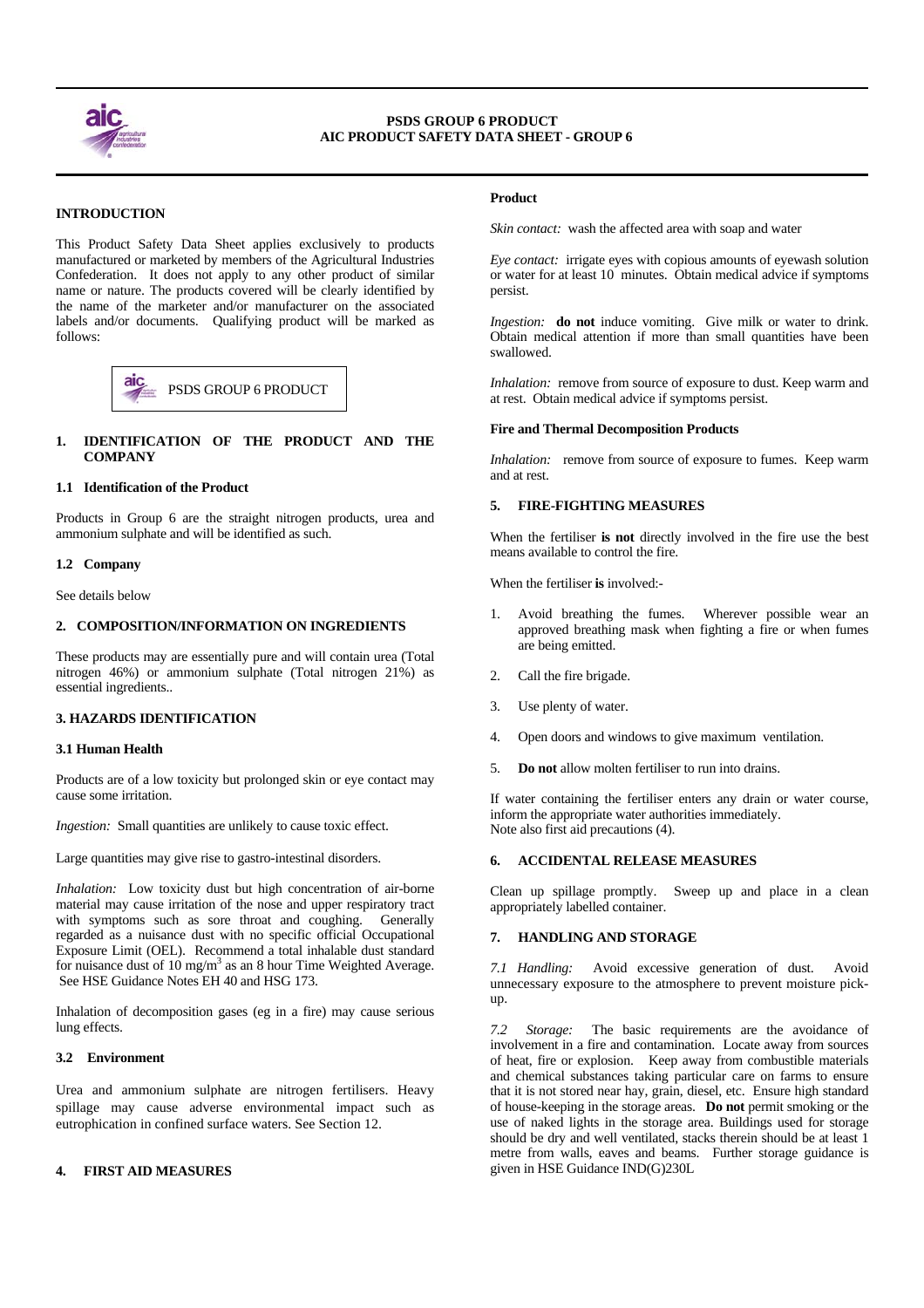**PSDS GROUP 6 PRODUCT**
**AIC PRODUCT SAFETY DATA SHEET - GROUP 6**

## INTRODUCTION

This Product Safety Data Sheet applies exclusively to products manufactured or marketed by members of the Agricultural Industries Confederation. It does not apply to any other product of similar name or nature. The products covered will be clearly identified by the name of the marketer and/or manufacturer on the associated labels and/or documents. Qualifying product will be marked as follows:

PSDS GROUP 6 PRODUCT

## 1. IDENTIFICATION OF THE PRODUCT AND THE COMPANY

### 1.1 Identification of the Product

Products in Group 6 are the straight nitrogen products, urea and ammonium sulphate and will be identified as such.

### 1.2 Company

See details below

## 2. COMPOSITION/INFORMATION ON INGREDIENTS

These products may are essentially pure and will contain urea (Total nitrogen 46%) or ammonium sulphate (Total nitrogen 21%) as essential ingredients..

## 3. HAZARDS IDENTIFICATION

### 3.1 Human Health

Products are of a low toxicity but prolonged skin or eye contact may cause some irritation.

*Ingestion:* Small quantities are unlikely to cause toxic effect.

Large quantities may give rise to gastro-intestinal disorders.

*Inhalation:* Low toxicity dust but high concentration of air-borne material may cause irritation of the nose and upper respiratory tract with symptoms such as sore throat and coughing. Generally regarded as a nuisance dust with no specific official Occupational Exposure Limit (OEL). Recommend a total inhalable dust standard for nuisance dust of 10 $mg/m^3$ as an 8 hour Time Weighted Average. See HSE Guidance Notes EH 40 and HSG 173.

Inhalation of decomposition gases (eg in a fire) may cause serious lung effects.

### 3.2 Environment

Urea and ammonium sulphate are nitrogen fertilisers. Heavy spillage may cause adverse environmental impact such as eutrophication in confined surface waters. See Section 12.

## 4. FIRST AID MEASURES

**Product**

*Skin contact:* wash the affected area with soap and water

*Eye contact:* irrigate eyes with copious amounts of eyewash solution or water for at least 10 minutes. Obtain medical advice if symptoms persist.

*Ingestion:* **do not** induce vomiting. Give milk or water to drink. Obtain medical attention if more than small quantities have been swallowed.

*Inhalation:* remove from source of exposure to dust. Keep warm and at rest. Obtain medical advice if symptoms persist.

**Fire and Thermal Decomposition Products**

*Inhalation:* remove from source of exposure to fumes. Keep warm and at rest.

## 5. FIRE-FIGHTING MEASURES

When the fertiliser **is not** directly involved in the fire use the best means available to control the fire.

When the fertiliser **is** involved:-

1. Avoid breathing the fumes. Wherever possible wear an approved breathing mask when fighting a fire or when fumes are being emitted.
2. Call the fire brigade.
3. Use plenty of water.
4. Open doors and windows to give maximum ventilation.
5. **Do not** allow molten fertiliser to run into drains.

If water containing the fertiliser enters any drain or water course, inform the appropriate water authorities immediately.
Note also first aid precautions (4).

## 6. ACCIDENTAL RELEASE MEASURES

Clean up spillage promptly. Sweep up and place in a clean appropriately labelled container.

## 7. HANDLING AND STORAGE

*7.1 Handling:* Avoid excessive generation of dust. Avoid unnecessary exposure to the atmosphere to prevent moisture pick-up.

*7.2 Storage:* The basic requirements are the avoidance of involvement in a fire and contamination. Locate away from sources of heat, fire or explosion. Keep away from combustible materials and chemical substances taking particular care on farms to ensure that it is not stored near hay, grain, diesel, etc. Ensure high standard of house-keeping in the storage areas. **Do not** permit smoking or the use of naked lights in the storage area. Buildings used for storage should be dry and well ventilated, stacks therein should be at least 1 metre from walls, eaves and beams. Further storage guidance is given in HSE Guidance IND(G)230L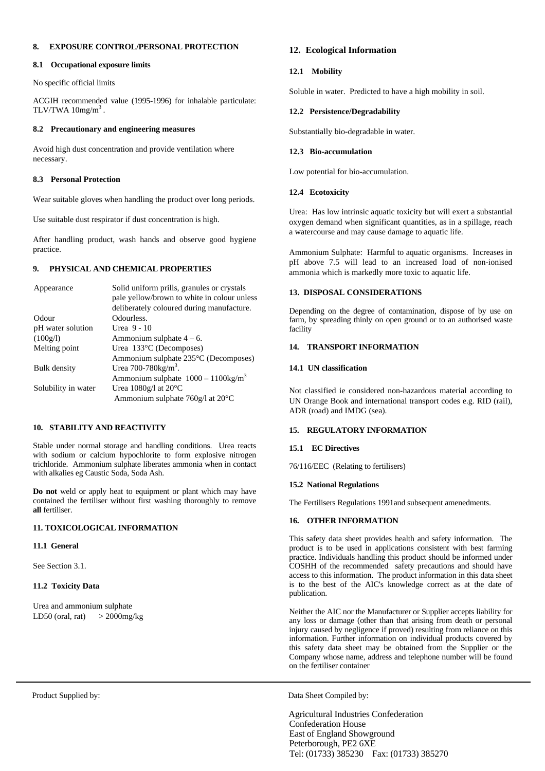## 8. EXPOSURE CONTROL/PERSONAL PROTECTION

### 8.1 Occupational exposure limits

No specific official limits

ACGIH recommended value (1995-1996) for inhalable particulate: TLV/TWA $10mg/m^3$ .

### 8.2 Precautionary and engineering measures

Avoid high dust concentration and provide ventilation where necessary.

### 8.3 Personal Protection

Wear suitable gloves when handling the product over long periods.

Use suitable dust respirator if dust concentration is high.

After handling product, wash hands and observe good hygiene practice.

## 9. PHYSICAL AND CHEMICAL PROPERTIES

| | |
|---|---|
| Appearance | Solid uniform prills, granules or crystals pale yellow/brown to white in colour unless deliberately coloured during manufacture. |
| Odour | Odourless. |
| pH water solution (100g/l) | Urea 9 - 10<br>Ammonium sulphate 4 – 6. |
| Melting point | Urea 133°C (Decomposes)<br>Ammonium sulphate 235°C (Decomposes) |
| Bulk density | Urea 700-780kg/$m^3$.<br>Ammonium sulphate 1000 – 1100kg/$m^3$ |
| Solubility in water | Urea 1080g/l at 20°C<br>Ammonium sulphate 760g/l at 20°C |

## 10. STABILITY AND REACTIVITY

Stable under normal storage and handling conditions. Urea reacts with sodium or calcium hypochlorite to form explosive nitrogen trichloride. Ammonium sulphate liberates ammonia when in contact with alkalies eg Caustic Soda, Soda Ash.

**Do not** weld or apply heat to equipment or plant which may have contained the fertiliser without first washing thoroughly to remove **all** fertiliser.

## 11. TOXICOLOGICAL INFORMATION

### 11.1 General

See Section 3.1.

### 11.2 Toxicity Data

Urea and ammonium sulphate
LD50 (oral, rat) > 2000mg/kg

## 12. Ecological Information

### 12.1 Mobility

Soluble in water. Predicted to have a high mobility in soil.

### 12.2 Persistence/Degradability

Substantially bio-degradable in water.

### 12.3 Bio-accumulation

Low potential for bio-accumulation.

### 12.4 Ecotoxicity

Urea: Has low intrinsic aquatic toxicity but will exert a substantial oxygen demand when significant quantities, as in a spillage, reach a watercourse and may cause damage to aquatic life.

Ammonium Sulphate: Harmful to aquatic organisms. Increases in pH above 7.5 will lead to an increased load of non-ionised ammonia which is markedly more toxic to aquatic life.

## 13. DISPOSAL CONSIDERATIONS

Depending on the degree of contamination, dispose of by use on farm, by spreading thinly on open ground or to an authorised waste facility

## 14. TRANSPORT INFORMATION

### 14.1 UN classification

Not classified ie considered non-hazardous material according to UN Orange Book and international transport codes e.g. RID (rail), ADR (road) and IMDG (sea).

## 15. REGULATORY INFORMATION

### 15.1 EC Directives

76/116/EEC (Relating to fertilisers)

### 15.2 National Regulations

The Fertilisers Regulations 1991and subsequent amenedments.

## 16. OTHER INFORMATION

This safety data sheet provides health and safety information. The product is to be used in applications consistent with best farming practice. Individuals handling this product should be informed under COSHH of the recommended safety precautions and should have access to this information. The product information in this data sheet is to the best of the AIC's knowledge correct as at the date of publication.

Neither the AIC nor the Manufacturer or Supplier accepts liability for any loss or damage (other than that arising from death or personal injury caused by negligence if proved) resulting from reliance on this information. Further information on individual products covered by this safety data sheet may be obtained from the Supplier or the Company whose name, address and telephone number will be found on the fertiliser container

---

Product Supplied by:

Data Sheet Compiled by:

Agricultural Industries Confederation
Confederation House
East of England Showground
Peterborough, PE2 6XE
Tel: (01733) 385230 Fax: (01733) 385270